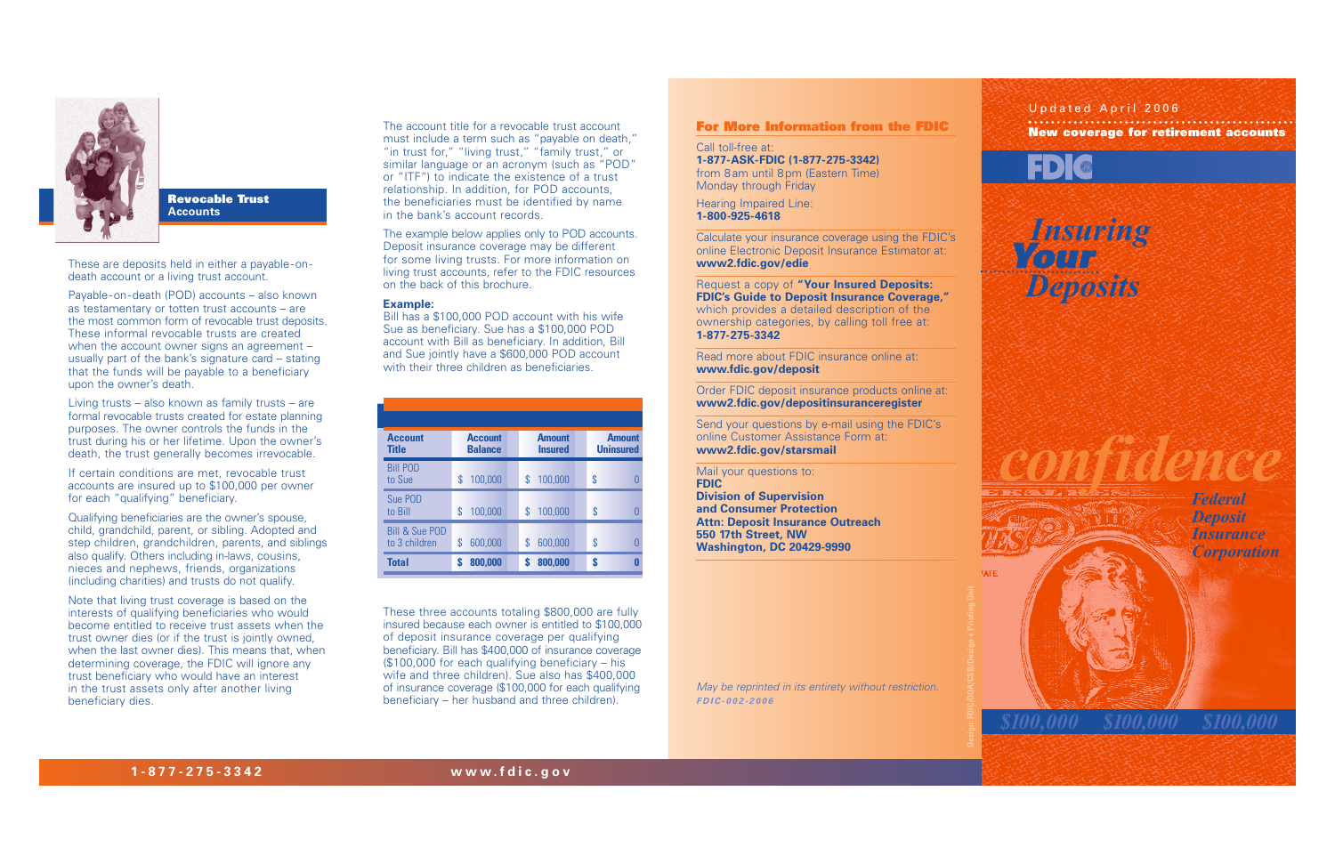## Revocable Trust Accounts

These are deposits held in either a payable-on-death account or a living trust account.

Payable-on-death (POD) accounts – also known as testamentary or totten trust accounts – are the most common form of revocable trust deposits. These informal revocable trusts are created when the account owner signs an agreement – usually part of the bank's signature card – stating that the funds will be payable to a beneficiary upon the owner's death.

Living trusts – also known as family trusts – are formal revocable trusts created for estate planning purposes. The owner controls the funds in the trust during his or her lifetime. Upon the owner's death, the trust generally becomes irrevocable.

If certain conditions are met, revocable trust accounts are insured up to $100,000 per owner for each "qualifying" beneficiary.

Qualifying beneficiaries are the owner's spouse, child, grandchild, parent, or sibling. Adopted and step children, grandchildren, parents, and siblings also qualify. Others including in-laws, cousins, nieces and nephews, friends, organizations (including charities) and trusts do not qualify.

Note that living trust coverage is based on the interests of qualifying beneficiaries who would become entitled to receive trust assets when the trust owner dies (or if the trust is jointly owned, when the last owner dies). This means that, when determining coverage, the FDIC will ignore any trust beneficiary who would have an interest in the trust assets only after another living beneficiary dies.

The account title for a revocable trust account must include a term such as "payable on death," "in trust for," "living trust," "family trust," or similar language or an acronym (such as "POD" or "ITF") to indicate the existence of a trust relationship. In addition, for POD accounts, the beneficiaries must be identified by name in the bank's account records.

The example below applies only to POD accounts. Deposit insurance coverage may be different for some living trusts. For more information on living trust accounts, refer to the FDIC resources on the back of this brochure.

**Example:**
Bill has a $100,000 POD account with his wife Sue as beneficiary. Sue has a $100,000 POD account with Bill as beneficiary. In addition, Bill and Sue jointly have a $600,000 POD account with their three children as beneficiaries.

| Account Title | Account Balance | Amount Insured | Amount Uninsured |
|---|---|---|---|
| Bill POD to Sue | $ 100,000 | $ 100,000 | $ 0 |
| Sue POD to Bill | $ 100,000 | $ 100,000 | $ 0 |
| Bill & Sue POD to 3 children | $ 600,000 | $ 600,000 | $ 0 |
| **Total** | **$ 800,000** | **$ 800,000** | **$ 0** |

These three accounts totaling $800,000 are fully insured because each owner is entitled to $100,000 of deposit insurance coverage per qualifying beneficiary. Bill has $400,000 of insurance coverage ($100,000 for each qualifying beneficiary – his wife and three children). Sue also has $400,000 of insurance coverage ($100,000 for each qualifying beneficiary – her husband and three children).

**1-877-275-3342** **www.fdic.gov**

## For More Information from the FDIC

Call toll-free at:
**1-877-ASK-FDIC (1-877-275-3342)**
from 8 am until 8 pm (Eastern Time)
Monday through Friday

Hearing Impaired Line:
**1-800-925-4618**

Calculate your insurance coverage using the FDIC's online Electronic Deposit Insurance Estimator at:
**www2.fdic.gov/edie**

Request a copy of **"Your Insured Deposits: FDIC's Guide to Deposit Insurance Coverage,"** which provides a detailed description of the ownership categories, by calling toll free at:
**1-877-275-3342**

Read more about FDIC insurance online at:
**www.fdic.gov/deposit**

Order FDIC deposit insurance products online at:
**www2.fdic.gov/depositinsuranceregister**

Send your questions by e-mail using the FDIC's online Customer Assistance Form at:
**www2.fdic.gov/starsmail**

Mail your questions to:
**FDIC**
**Division of Supervision and Consumer Protection**
**Attn: Deposit Insurance Outreach**
**550 17th Street, NW**
**Washington, DC 20429-9990**

*May be reprinted in its entirety without restriction.*
*FDIC-002-2006*

Design: FDIC/DOA/CSB/Design + Printing Unit

Updated April 2006

**New coverage for retirement accounts**

FDIC

# *Insuring Your Deposits*

*confidence*

*Federal Deposit Insurance Corporation*

*$100,000 $100,000 $100,000*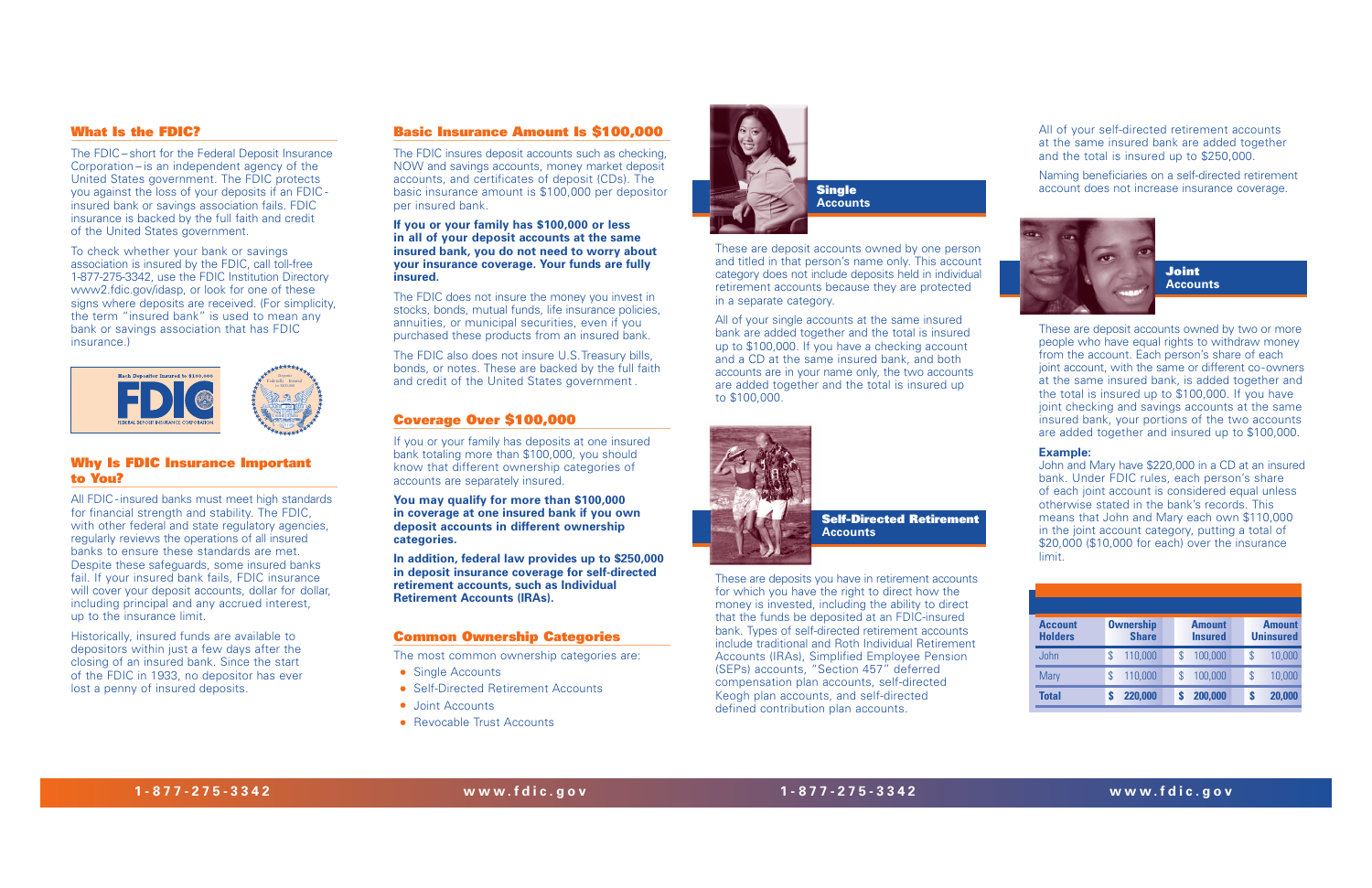## What Is the FDIC?

The FDIC – short for the Federal Deposit Insurance Corporation – is an independent agency of the United States government. The FDIC protects you against the loss of your deposits if an FDIC-insured bank or savings association fails. FDIC insurance is backed by the full faith and credit of the United States government.

To check whether your bank or savings association is insured by the FDIC, call toll-free 1-877-275-3342, use the FDIC Institution Directory www2.fdic.gov/idasp, or look for one of these signs where deposits are received. (For simplicity, the term "insured bank" is used to mean any bank or savings association that has FDIC insurance.)

## Why Is FDIC Insurance Important to You?

All FDIC-insured banks must meet high standards for financial strength and stability. The FDIC, with other federal and state regulatory agencies, regularly reviews the operations of all insured banks to ensure these standards are met. Despite these safeguards, some insured banks fail. If your insured bank fails, FDIC insurance will cover your deposit accounts, dollar for dollar, including principal and any accrued interest, up to the insurance limit.

Historically, insured funds are available to depositors within just a few days after the closing of an insured bank. Since the start of the FDIC in 1933, no depositor has ever lost a penny of insured deposits.

## Basic Insurance Amount Is $100,000

The FDIC insures deposit accounts such as checking, NOW and savings accounts, money market deposit accounts, and certificates of deposit (CDs). The basic insurance amount is $100,000 per depositor per insured bank.

**If you or your family has $100,000 or less in all of your deposit accounts at the same insured bank, you do not need to worry about your insurance coverage. Your funds are fully insured.**

The FDIC does not insure the money you invest in stocks, bonds, mutual funds, life insurance policies, annuities, or municipal securities, even if you purchased these products from an insured bank.

The FDIC also does not insure U.S. Treasury bills, bonds, or notes. These are backed by the full faith and credit of the United States government.

## Coverage Over $100,000

If you or your family has deposits at one insured bank totaling more than $100,000, you should know that different ownership categories of accounts are separately insured.

**You may qualify for more than $100,000 in coverage at one insured bank if you own deposit accounts in different ownership categories.**

**In addition, federal law provides up to $250,000 in deposit insurance coverage for self-directed retirement accounts, such as Individual Retirement Accounts (IRAs).**

## Common Ownership Categories

The most common ownership categories are:

- Single Accounts
- Self-Directed Retirement Accounts
- Joint Accounts
- Revocable Trust Accounts

## Single Accounts

These are deposit accounts owned by one person and titled in that person's name only. This account category does not include deposits held in individual retirement accounts because they are protected in a separate category.

All of your single accounts at the same insured bank are added together and the total is insured up to $100,000. If you have a checking account and a CD at the same insured bank, and both accounts are in your name only, the two accounts are added together and the total is insured up to $100,000.

## Self-Directed Retirement Accounts

These are deposits you have in retirement accounts for which you have the right to direct how the money is invested, including the ability to direct that the funds be deposited at an FDIC-insured bank. Types of self-directed retirement accounts include traditional and Roth Individual Retirement Accounts (IRAs), Simplified Employee Pension (SEPs) accounts, "Section 457" deferred compensation plan accounts, self-directed Keogh plan accounts, and self-directed defined contribution plan accounts.

All of your self-directed retirement accounts at the same insured bank are added together and the total is insured up to $250,000.

Naming beneficiaries on a self-directed retirement account does not increase insurance coverage.

## Joint Accounts

These are deposit accounts owned by two or more people who have equal rights to withdraw money from the account. Each person's share of each joint account, with the same or different co-owners at the same insured bank, is added together and the total is insured up to $100,000. If you have joint checking and savings accounts at the same insured bank, your portions of the two accounts are added together and insured up to $100,000.

**Example:**
John and Mary have $220,000 in a CD at an insured bank. Under FDIC rules, each person's share of each joint account is considered equal unless otherwise stated in the bank's records. This means that John and Mary each own $110,000 in the joint account category, putting a total of $20,000 ($10,000 for each) over the insurance limit.

| Account Holders | Ownership Share | Amount Insured | Amount Uninsured |
|---|---|---|---|
| John | $ 110,000 | $ 100,000 | $ 10,000 |
| Mary | $ 110,000 | $ 100,000 | $ 10,000 |
| **Total** | **$ 220,000** | **$ 200,000** | **$ 20,000** |